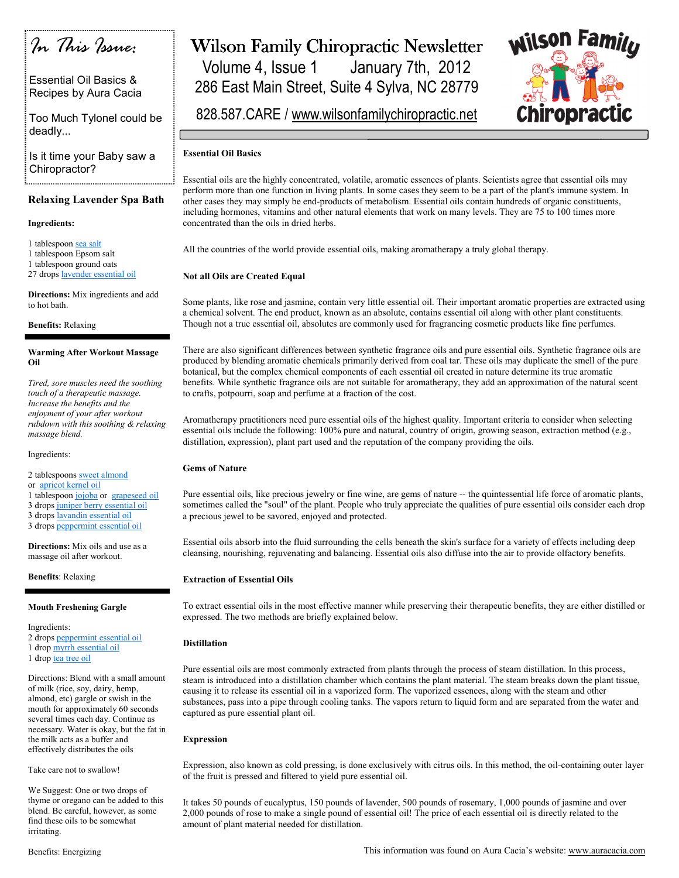# Wilson Family Chiropractic Newsletter

Volume 4, Issue 1 January 7th, 2012

286 East Main Street, Suite 4 Sylva, NC 28779

828.587.CARE / www.wilsonfamilychiropractic.net

*In This Issue:*

Essential Oil Basics & Recipes by Aura Cacia

Too Much Tylonel could be deadly...

Is it time your Baby saw a Chiropractor?

## Relaxing Lavender Spa Bath

**Ingredients:**

1 tablespoon sea salt
1 tablespoon Epsom salt
1 tablespoon ground oats
27 drops lavender essential oil

**Directions:** Mix ingredients and add to hot bath.

**Benefits:** Relaxing

## Warming After Workout Massage Oil

*Tired, sore muscles need the soothing touch of a therapeutic massage. Increase the benefits and the enjoyment of your after workout rubdown with this soothing & relaxing massage blend.*

Ingredients:

2 tablespoons sweet almond or apricot kernel oil
1 tablespoon jojoba or grapeseed oil
3 drops juniper berry essential oil
3 drops lavandin essential oil
3 drops peppermint essential oil

**Directions:** Mix oils and use as a massage oil after workout.

**Benefits**: Relaxing

## Mouth Freshening Gargle

Ingredients:
2 drops peppermint essential oil
1 drop myrrh essential oil
1 drop tea tree oil

Directions: Blend with a small amount of milk (rice, soy, dairy, hemp, almond, etc) gargle or swish in the mouth for approximately 60 seconds several times each day. Continue as necessary. Water is okay, but the fat in the milk acts as a buffer and effectively distributes the oils

Take care not to swallow!

We Suggest: One or two drops of thyme or oregano can be added to this blend. Be careful, however, as some find these oils to be somewhat irritating.

Benefits: Energizing

## Essential Oil Basics

Essential oils are the highly concentrated, volatile, aromatic essences of plants. Scientists agree that essential oils may perform more than one function in living plants. In some cases they seem to be a part of the plant's immune system. In other cases they may simply be end-products of metabolism. Essential oils contain hundreds of organic constituents, including hormones, vitamins and other natural elements that work on many levels. They are 75 to 100 times more concentrated than the oils in dried herbs.

All the countries of the world provide essential oils, making aromatherapy a truly global therapy.

### Not all Oils are Created Equal

Some plants, like rose and jasmine, contain very little essential oil. Their important aromatic properties are extracted using a chemical solvent. The end product, known as an absolute, contains essential oil along with other plant constituents. Though not a true essential oil, absolutes are commonly used for fragrancing cosmetic products like fine perfumes.

There are also significant differences between synthetic fragrance oils and pure essential oils. Synthetic fragrance oils are produced by blending aromatic chemicals primarily derived from coal tar. These oils may duplicate the smell of the pure botanical, but the complex chemical components of each essential oil created in nature determine its true aromatic benefits. While synthetic fragrance oils are not suitable for aromatherapy, they add an approximation of the natural scent to crafts, potpourri, soap and perfume at a fraction of the cost.

Aromatherapy practitioners need pure essential oils of the highest quality. Important criteria to consider when selecting essential oils include the following: 100% pure and natural, country of origin, growing season, extraction method (e.g., distillation, expression), plant part used and the reputation of the company providing the oils.

### Gems of Nature

Pure essential oils, like precious jewelry or fine wine, are gems of nature -- the quintessential life force of aromatic plants, sometimes called the "soul" of the plant. People who truly appreciate the qualities of pure essential oils consider each drop a precious jewel to be savored, enjoyed and protected.

Essential oils absorb into the fluid surrounding the cells beneath the skin's surface for a variety of effects including deep cleansing, nourishing, rejuvenating and balancing. Essential oils also diffuse into the air to provide olfactory benefits.

### Extraction of Essential Oils

To extract essential oils in the most effective manner while preserving their therapeutic benefits, they are either distilled or expressed. The two methods are briefly explained below.

### Distillation

Pure essential oils are most commonly extracted from plants through the process of steam distillation. In this process, steam is introduced into a distillation chamber which contains the plant material. The steam breaks down the plant tissue, causing it to release its essential oil in a vaporized form. The vaporized essences, along with the steam and other substances, pass into a pipe through cooling tanks. The vapors return to liquid form and are separated from the water and captured as pure essential plant oil.

### Expression

Expression, also known as cold pressing, is done exclusively with citrus oils. In this method, the oil-containing outer layer of the fruit is pressed and filtered to yield pure essential oil.

It takes 50 pounds of eucalyptus, 150 pounds of lavender, 500 pounds of rosemary, 1,000 pounds of jasmine and over 2,000 pounds of rose to make a single pound of essential oil! The price of each essential oil is directly related to the amount of plant material needed for distillation.

This information was found on Aura Cacia's website: www.auracacia.com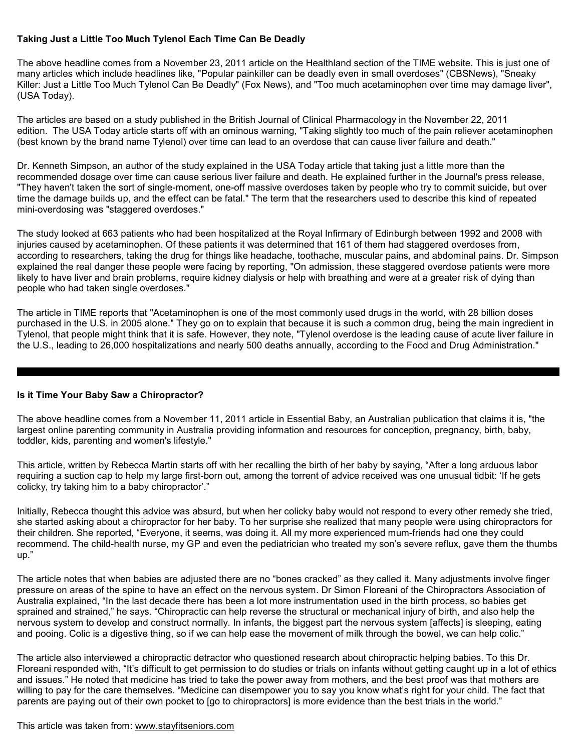### Taking Just a Little Too Much Tylenol Each Time Can Be Deadly

The above headline comes from a November 23, 2011 article on the Healthland section of the TIME website. This is just one of many articles which include headlines like, "Popular painkiller can be deadly even in small overdoses" (CBSNews), "Sneaky Killer: Just a Little Too Much Tylenol Can Be Deadly" (Fox News), and "Too much acetaminophen over time may damage liver", (USA Today).

The articles are based on a study published in the British Journal of Clinical Pharmacology in the November 22, 2011 edition. The USA Today article starts off with an ominous warning, "Taking slightly too much of the pain reliever acetaminophen (best known by the brand name Tylenol) over time can lead to an overdose that can cause liver failure and death."

Dr. Kenneth Simpson, an author of the study explained in the USA Today article that taking just a little more than the recommended dosage over time can cause serious liver failure and death. He explained further in the Journal's press release, "They haven't taken the sort of single-moment, one-off massive overdoses taken by people who try to commit suicide, but over time the damage builds up, and the effect can be fatal." The term that the researchers used to describe this kind of repeated mini-overdosing was "staggered overdoses."

The study looked at 663 patients who had been hospitalized at the Royal Infirmary of Edinburgh between 1992 and 2008 with injuries caused by acetaminophen. Of these patients it was determined that 161 of them had staggered overdoses from, according to researchers, taking the drug for things like headache, toothache, muscular pains, and abdominal pains. Dr. Simpson explained the real danger these people were facing by reporting, "On admission, these staggered overdose patients were more likely to have liver and brain problems, require kidney dialysis or help with breathing and were at a greater risk of dying than people who had taken single overdoses."

The article in TIME reports that "Acetaminophen is one of the most commonly used drugs in the world, with 28 billion doses purchased in the U.S. in 2005 alone." They go on to explain that because it is such a common drug, being the main ingredient in Tylenol, that people might think that it is safe. However, they note, "Tylenol overdose is the leading cause of acute liver failure in the U.S., leading to 26,000 hospitalizations and nearly 500 deaths annually, according to the Food and Drug Administration."

---

### Is it Time Your Baby Saw a Chiropractor?

The above headline comes from a November 11, 2011 article in Essential Baby, an Australian publication that claims it is, "the largest online parenting community in Australia providing information and resources for conception, pregnancy, birth, baby, toddler, kids, parenting and women's lifestyle."

This article, written by Rebecca Martin starts off with her recalling the birth of her baby by saying, "After a long arduous labor requiring a suction cap to help my large first-born out, among the torrent of advice received was one unusual tidbit: 'If he gets colicky, try taking him to a baby chiropractor'."

Initially, Rebecca thought this advice was absurd, but when her colicky baby would not respond to every other remedy she tried, she started asking about a chiropractor for her baby. To her surprise she realized that many people were using chiropractors for their children. She reported, "Everyone, it seems, was doing it. All my more experienced mum-friends had one they could recommend. The child-health nurse, my GP and even the pediatrician who treated my son's severe reflux, gave them the thumbs up."

The article notes that when babies are adjusted there are no "bones cracked" as they called it. Many adjustments involve finger pressure on areas of the spine to have an effect on the nervous system. Dr Simon Floreani of the Chiropractors Association of Australia explained, "In the last decade there has been a lot more instrumentation used in the birth process, so babies get sprained and strained," he says. "Chiropractic can help reverse the structural or mechanical injury of birth, and also help the nervous system to develop and construct normally. In infants, the biggest part the nervous system [affects] is sleeping, eating and pooing. Colic is a digestive thing, so if we can help ease the movement of milk through the bowel, we can help colic."

The article also interviewed a chiropractic detractor who questioned research about chiropractic helping babies. To this Dr. Floreani responded with, "It's difficult to get permission to do studies or trials on infants without getting caught up in a lot of ethics and issues." He noted that medicine has tried to take the power away from mothers, and the best proof was that mothers are willing to pay for the care themselves. "Medicine can disempower you to say you know what's right for your child. The fact that parents are paying out of their own pocket to [go to chiropractors] is more evidence than the best trials in the world."

This article was taken from: www.stayfitseniors.com